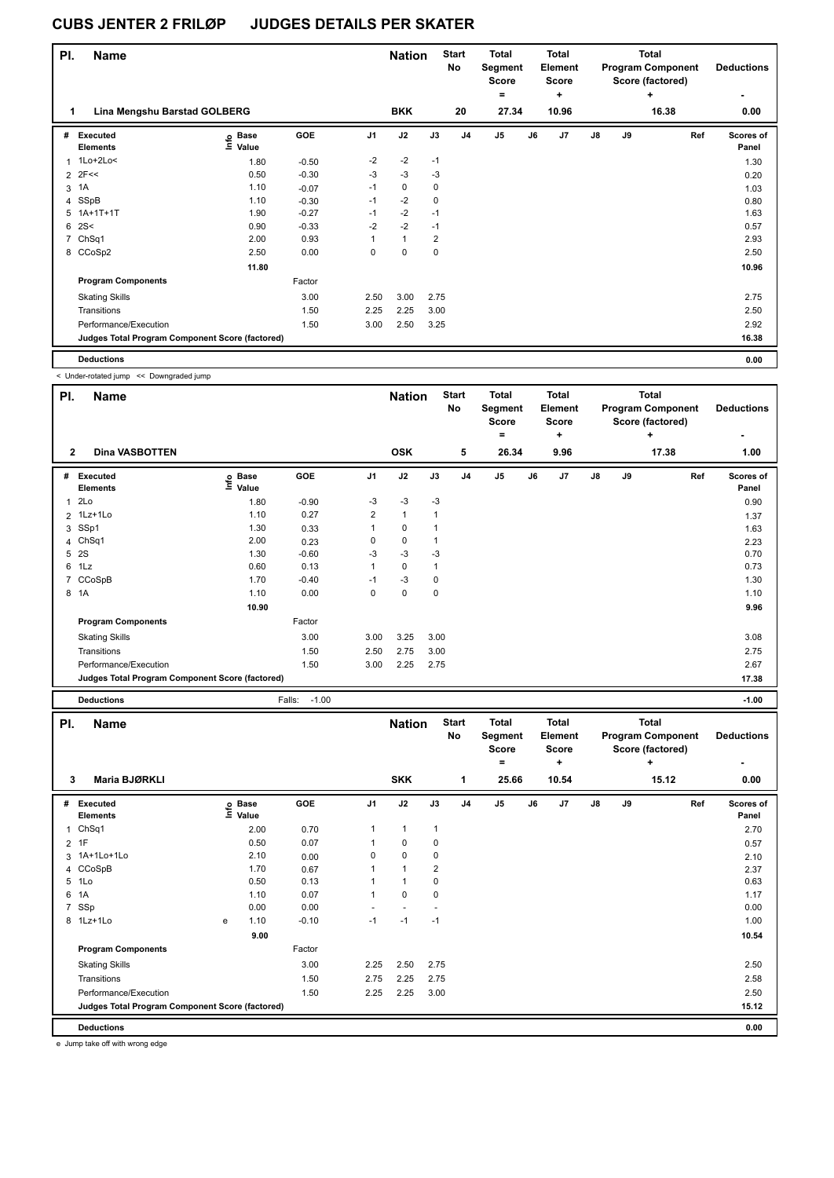# CUBS JENTER 2 FRILØP JUDGES DETAILS PER SKATER

| Pl. | Name | Nation | Start No | Total Segment Score = | Total Element Score + | Total Program Component Score (factored) + | Deductions - |
|---|---|---|---|---|---|---|---|
| 1 | Lina Mengshu Barstad GOLBERG | BKK | 20 | 27.34 | 10.96 | 16.38 | 0.00 |

| # | Executed Elements | Info | Base Value | GOE | J1 | J2 | J3 | J4 | J5 | J6 | J7 | J8 | J9 | Ref | Scores of Panel |
|---|---|---|---|---|---|---|---|---|---|---|---|---|---|---|---|
| 1 | 1Lo+2Lo< | | 1.80 | -0.50 | -2 | -2 | -1 | | | | | | | | 1.30 |
| 2 | 2F<< | | 0.50 | -0.30 | -3 | -3 | -3 | | | | | | | | 0.20 |
| 3 | 1A | | 1.10 | -0.07 | -1 | 0 | 0 | | | | | | | | 1.03 |
| 4 | SSpB | | 1.10 | -0.30 | -1 | -2 | 0 | | | | | | | | 0.80 |
| 5 | 1A+1T+1T | | 1.90 | -0.27 | -1 | -2 | -1 | | | | | | | | 1.63 |
| 6 | 2S< | | 0.90 | -0.33 | -2 | -2 | -1 | | | | | | | | 0.57 |
| 7 | ChSq1 | | 2.00 | 0.93 | 1 | 1 | 2 | | | | | | | | 2.93 |
| 8 | CCoSp2 | | 2.50 | 0.00 | 0 | 0 | 0 | | | | | | | | 2.50 |
| | | | 11.80 | | | | | | | | | | | | 10.96 |
| | **Program Components** | | | Factor | | | | | | | | | | | |
| | Skating Skills | | | 3.00 | 2.50 | 3.00 | 2.75 | | | | | | | | 2.75 |
| | Transitions | | | 1.50 | 2.25 | 2.25 | 3.00 | | | | | | | | 2.50 |
| | Performance/Execution | | | 1.50 | 3.00 | 2.50 | 3.25 | | | | | | | | 2.92 |
| | **Judges Total Program Component Score (factored)** | | | | | | | | | | | | | | 16.38 |
| | **Deductions** | | | | | | | | | | | | | | 0.00 |

< Under-rotated jump << Downgraded jump

| Pl. | Name | Nation | Start No | Total Segment Score = | Total Element Score + | Total Program Component Score (factored) + | Deductions - |
|---|---|---|---|---|---|---|---|
| 2 | Dina VASBOTTEN | OSK | 5 | 26.34 | 9.96 | 17.38 | 1.00 |

| # | Executed Elements | Info | Base Value | GOE | J1 | J2 | J3 | J4 | J5 | J6 | J7 | J8 | J9 | Ref | Scores of Panel |
|---|---|---|---|---|---|---|---|---|---|---|---|---|---|---|---|
| 1 | 2Lo | | 1.80 | -0.90 | -3 | -3 | -3 | | | | | | | | 0.90 |
| 2 | 1Lz+1Lo | | 1.10 | 0.27 | 2 | 1 | 1 | | | | | | | | 1.37 |
| 3 | SSp1 | | 1.30 | 0.33 | 1 | 0 | 1 | | | | | | | | 1.63 |
| 4 | ChSq1 | | 2.00 | 0.23 | 0 | 0 | 1 | | | | | | | | 2.23 |
| 5 | 2S | | 1.30 | -0.60 | -3 | -3 | -3 | | | | | | | | 0.70 |
| 6 | 1Lz | | 0.60 | 0.13 | 1 | 0 | 1 | | | | | | | | 0.73 |
| 7 | CCoSpB | | 1.70 | -0.40 | -1 | -3 | 0 | | | | | | | | 1.30 |
| 8 | 1A | | 1.10 | 0.00 | 0 | 0 | 0 | | | | | | | | 1.10 |
| | | | 10.90 | | | | | | | | | | | | 9.96 |
| | **Program Components** | | | Factor | | | | | | | | | | | |
| | Skating Skills | | | 3.00 | 3.00 | 3.25 | 3.00 | | | | | | | | 3.08 |
| | Transitions | | | 1.50 | 2.50 | 2.75 | 3.00 | | | | | | | | 2.75 |
| | Performance/Execution | | | 1.50 | 3.00 | 2.25 | 2.75 | | | | | | | | 2.67 |
| | **Judges Total Program Component Score (factored)** | | | | | | | | | | | | | | 17.38 |
| | **Deductions** | | | Falls: -1.00 | | | | | | | | | | | -1.00 |

| Pl. | Name | Nation | Start No | Total Segment Score = | Total Element Score + | Total Program Component Score (factored) + | Deductions - |
|---|---|---|---|---|---|---|---|
| 3 | Maria BJØRKLI | SKK | 1 | 25.66 | 10.54 | 15.12 | 0.00 |

| # | Executed Elements | Info | Base Value | GOE | J1 | J2 | J3 | J4 | J5 | J6 | J7 | J8 | J9 | Ref | Scores of Panel |
|---|---|---|---|---|---|---|---|---|---|---|---|---|---|---|---|
| 1 | ChSq1 | | 2.00 | 0.70 | 1 | 1 | 1 | | | | | | | | 2.70 |
| 2 | 1F | | 0.50 | 0.07 | 1 | 0 | 0 | | | | | | | | 0.57 |
| 3 | 1A+1Lo+1Lo | | 2.10 | 0.00 | 0 | 0 | 0 | | | | | | | | 2.10 |
| 4 | CCoSpB | | 1.70 | 0.67 | 1 | 1 | 2 | | | | | | | | 2.37 |
| 5 | 1Lo | | 0.50 | 0.13 | 1 | 1 | 0 | | | | | | | | 0.63 |
| 6 | 1A | | 1.10 | 0.07 | 1 | 0 | 0 | | | | | | | | 1.17 |
| 7 | SSp | | 0.00 | 0.00 | - | - | - | | | | | | | | 0.00 |
| 8 | 1Lz+1Lo | e | 1.10 | -0.10 | -1 | -1 | -1 | | | | | | | | 1.00 |
| | | | 9.00 | | | | | | | | | | | | 10.54 |
| | **Program Components** | | | Factor | | | | | | | | | | | |
| | Skating Skills | | | 3.00 | 2.25 | 2.50 | 2.75 | | | | | | | | 2.50 |
| | Transitions | | | 1.50 | 2.75 | 2.25 | 2.75 | | | | | | | | 2.58 |
| | Performance/Execution | | | 1.50 | 2.25 | 2.25 | 3.00 | | | | | | | | 2.50 |
| | **Judges Total Program Component Score (factored)** | | | | | | | | | | | | | | 15.12 |
| | **Deductions** | | | | | | | | | | | | | | 0.00 |

e Jump take off with wrong edge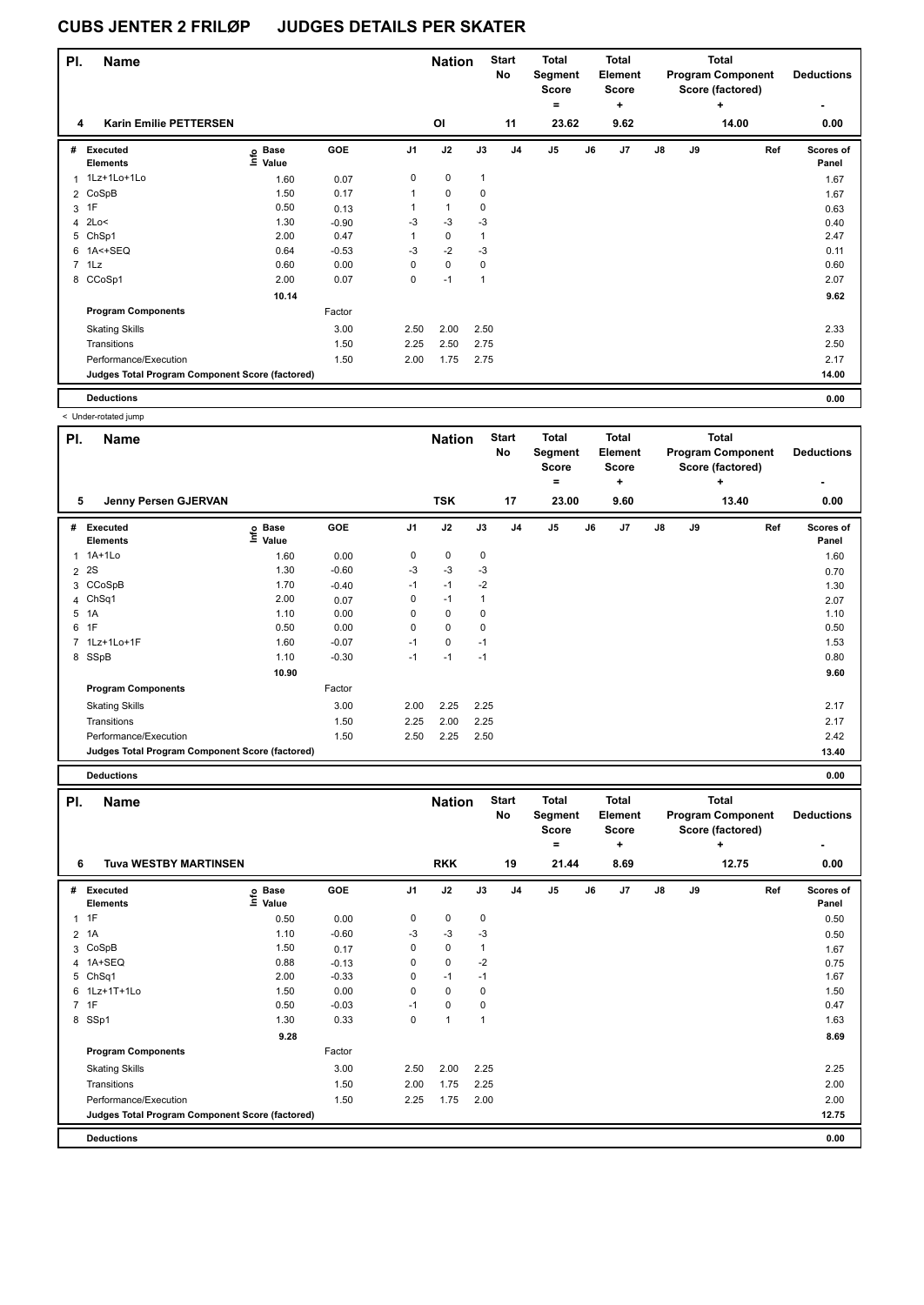# CUBS JENTER 2 FRILØP JUDGES DETAILS PER SKATER

| Pl. | Name | Nation | Start No | Total Segment Score = | Total Element Score + | Total Program Component Score (factored) + | Deductions - |
|---|---|---|---|---|---|---|---|
| 4 | Karin Emilie PETTERSEN | OI | 11 | 23.62 | 9.62 | 14.00 | 0.00 |

| # | Executed Elements | Info | Base Value | GOE | J1 | J2 | J3 | J4 | J5 | J6 | J7 | J8 | J9 | Ref | Scores of Panel |
|---|---|---|---|---|---|---|---|---|---|---|---|---|---|---|---|
| 1 | 1Lz+1Lo+1Lo | | 1.60 | 0.07 | 0 | 0 | 1 | | | | | | | | 1.67 |
| 2 | CoSpB | | 1.50 | 0.17 | 1 | 0 | 0 | | | | | | | | 1.67 |
| 3 | 1F | | 0.50 | 0.13 | 1 | 1 | 0 | | | | | | | | 0.63 |
| 4 | 2Lo< | | 1.30 | -0.90 | -3 | -3 | -3 | | | | | | | | 0.40 |
| 5 | ChSp1 | | 2.00 | 0.47 | 1 | 0 | 1 | | | | | | | | 2.47 |
| 6 | 1A<+SEQ | | 0.64 | -0.53 | -3 | -2 | -3 | | | | | | | | 0.11 |
| 7 | 1Lz | | 0.60 | 0.00 | 0 | 0 | 0 | | | | | | | | 0.60 |
| 8 | CCoSp1 | | 2.00 | 0.07 | 0 | -1 | 1 | | | | | | | | 2.07 |
| | | | 10.14 | | | | | | | | | | | | 9.62 |
| | **Program Components** | | | Factor | | | | | | | | | | | |
| | Skating Skills | | | 3.00 | 2.50 | 2.00 | 2.50 | | | | | | | | 2.33 |
| | Transitions | | | 1.50 | 2.25 | 2.50 | 2.75 | | | | | | | | 2.50 |
| | Performance/Execution | | | 1.50 | 2.00 | 1.75 | 2.75 | | | | | | | | 2.17 |
| | **Judges Total Program Component Score (factored)** | | | | | | | | | | | | | | 14.00 |
| | **Deductions** | | | | | | | | | | | | | | 0.00 |

< Under-rotated jump

| Pl. | Name | Nation | Start No | Total Segment Score = | Total Element Score + | Total Program Component Score (factored) + | Deductions - |
|---|---|---|---|---|---|---|---|
| 5 | Jenny Persen GJERVAN | TSK | 17 | 23.00 | 9.60 | 13.40 | 0.00 |

| # | Executed Elements | Info | Base Value | GOE | J1 | J2 | J3 | J4 | J5 | J6 | J7 | J8 | J9 | Ref | Scores of Panel |
|---|---|---|---|---|---|---|---|---|---|---|---|---|---|---|---|
| 1 | 1A+1Lo | | 1.60 | 0.00 | 0 | 0 | 0 | | | | | | | | 1.60 |
| 2 | 2S | | 1.30 | -0.60 | -3 | -3 | -3 | | | | | | | | 0.70 |
| 3 | CCoSpB | | 1.70 | -0.40 | -1 | -1 | -2 | | | | | | | | 1.30 |
| 4 | ChSq1 | | 2.00 | 0.07 | 0 | -1 | 1 | | | | | | | | 2.07 |
| 5 | 1A | | 1.10 | 0.00 | 0 | 0 | 0 | | | | | | | | 1.10 |
| 6 | 1F | | 0.50 | 0.00 | 0 | 0 | 0 | | | | | | | | 0.50 |
| 7 | 1Lz+1Lo+1F | | 1.60 | -0.07 | -1 | 0 | -1 | | | | | | | | 1.53 |
| 8 | SSpB | | 1.10 | -0.30 | -1 | -1 | -1 | | | | | | | | 0.80 |
| | | | 10.90 | | | | | | | | | | | | 9.60 |
| | **Program Components** | | | Factor | | | | | | | | | | | |
| | Skating Skills | | | 3.00 | 2.00 | 2.25 | 2.25 | | | | | | | | 2.17 |
| | Transitions | | | 1.50 | 2.25 | 2.00 | 2.25 | | | | | | | | 2.17 |
| | Performance/Execution | | | 1.50 | 2.50 | 2.25 | 2.50 | | | | | | | | 2.42 |
| | **Judges Total Program Component Score (factored)** | | | | | | | | | | | | | | 13.40 |
| | **Deductions** | | | | | | | | | | | | | | 0.00 |

| Pl. | Name | Nation | Start No | Total Segment Score = | Total Element Score + | Total Program Component Score (factored) + | Deductions - |
|---|---|---|---|---|---|---|---|
| 6 | Tuva WESTBY MARTINSEN | RKK | 19 | 21.44 | 8.69 | 12.75 | 0.00 |

| # | Executed Elements | Info | Base Value | GOE | J1 | J2 | J3 | J4 | J5 | J6 | J7 | J8 | J9 | Ref | Scores of Panel |
|---|---|---|---|---|---|---|---|---|---|---|---|---|---|---|---|
| 1 | 1F | | 0.50 | 0.00 | 0 | 0 | 0 | | | | | | | | 0.50 |
| 2 | 1A | | 1.10 | -0.60 | -3 | -3 | -3 | | | | | | | | 0.50 |
| 3 | CoSpB | | 1.50 | 0.17 | 0 | 0 | 1 | | | | | | | | 1.67 |
| 4 | 1A+SEQ | | 0.88 | -0.13 | 0 | 0 | -2 | | | | | | | | 0.75 |
| 5 | ChSq1 | | 2.00 | -0.33 | 0 | -1 | -1 | | | | | | | | 1.67 |
| 6 | 1Lz+1T+1Lo | | 1.50 | 0.00 | 0 | 0 | 0 | | | | | | | | 1.50 |
| 7 | 1F | | 0.50 | -0.03 | -1 | 0 | 0 | | | | | | | | 0.47 |
| 8 | SSp1 | | 1.30 | 0.33 | 0 | 1 | 1 | | | | | | | | 1.63 |
| | | | 9.28 | | | | | | | | | | | | 8.69 |
| | **Program Components** | | | Factor | | | | | | | | | | | |
| | Skating Skills | | | 3.00 | 2.50 | 2.00 | 2.25 | | | | | | | | 2.25 |
| | Transitions | | | 1.50 | 2.00 | 1.75 | 2.25 | | | | | | | | 2.00 |
| | Performance/Execution | | | 1.50 | 2.25 | 1.75 | 2.00 | | | | | | | | 2.00 |
| | **Judges Total Program Component Score (factored)** | | | | | | | | | | | | | | 12.75 |
| | **Deductions** | | | | | | | | | | | | | | 0.00 |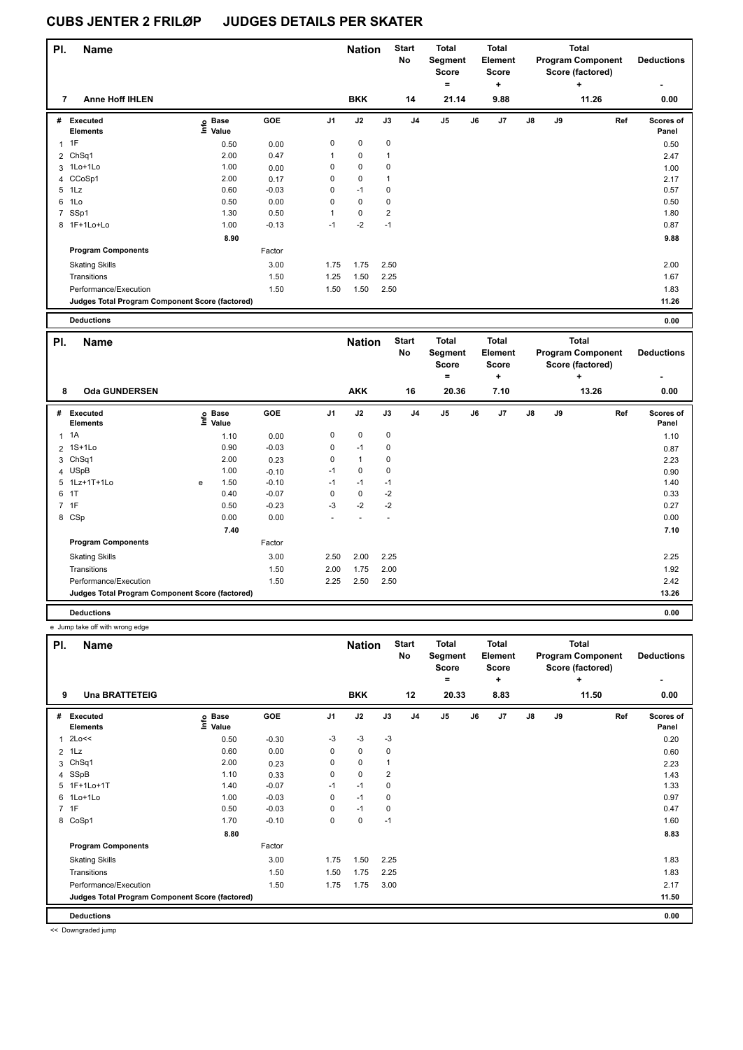# CUBS JENTER 2 FRILØP JUDGES DETAILS PER SKATER

| Pl. | Name | Nation | Start No | Total Segment Score = | Total Element Score + | Total Program Component Score (factored) + | Deductions - |
|---|---|---|---|---|---|---|---|
| 7 | Anne Hoff IHLEN | BKK | 14 | 21.14 | 9.88 | 11.26 | 0.00 |

| # | Executed Elements | Info | Base Value | GOE | J1 | J2 | J3 | J4 | J5 | J6 | J7 | J8 | J9 | Ref | Scores of Panel |
|---|---|---|---|---|---|---|---|---|---|---|---|---|---|---|---|
| 1 | 1F | | 0.50 | 0.00 | 0 | 0 | 0 | | | | | | | | 0.50 |
| 2 | ChSq1 | | 2.00 | 0.47 | 1 | 0 | 1 | | | | | | | | 2.47 |
| 3 | 1Lo+1Lo | | 1.00 | 0.00 | 0 | 0 | 0 | | | | | | | | 1.00 |
| 4 | CCoSp1 | | 2.00 | 0.17 | 0 | 0 | 1 | | | | | | | | 2.17 |
| 5 | 1Lz | | 0.60 | -0.03 | 0 | -1 | 0 | | | | | | | | 0.57 |
| 6 | 1Lo | | 0.50 | 0.00 | 0 | 0 | 0 | | | | | | | | 0.50 |
| 7 | SSp1 | | 1.30 | 0.50 | 1 | 0 | 2 | | | | | | | | 1.80 |
| 8 | 1F+1Lo+Lo | | 1.00 | -0.13 | -1 | -2 | -1 | | | | | | | | 0.87 |
| | | | 8.90 | | | | | | | | | | | | 9.88 |
| | Program Components | | | Factor | | | | | | | | | | | |
| | Skating Skills | | | 3.00 | 1.75 | 1.75 | 2.50 | | | | | | | | 2.00 |
| | Transitions | | | 1.50 | 1.25 | 1.50 | 2.25 | | | | | | | | 1.67 |
| | Performance/Execution | | | 1.50 | 1.50 | 1.50 | 2.50 | | | | | | | | 1.83 |
| | Judges Total Program Component Score (factored) | | | | | | | | | | | | | | 11.26 |
| | Deductions | | | | | | | | | | | | | | 0.00 |

| Pl. | Name | Nation | Start No | Total Segment Score = | Total Element Score + | Total Program Component Score (factored) + | Deductions - |
|---|---|---|---|---|---|---|---|
| 8 | Oda GUNDERSEN | AKK | 16 | 20.36 | 7.10 | 13.26 | 0.00 |

| # | Executed Elements | Info | Base Value | GOE | J1 | J2 | J3 | J4 | J5 | J6 | J7 | J8 | J9 | Ref | Scores of Panel |
|---|---|---|---|---|---|---|---|---|---|---|---|---|---|---|---|
| 1 | 1A | | 1.10 | 0.00 | 0 | 0 | 0 | | | | | | | | 1.10 |
| 2 | 1S+1Lo | | 0.90 | -0.03 | 0 | -1 | 0 | | | | | | | | 0.87 |
| 3 | ChSq1 | | 2.00 | 0.23 | 0 | 1 | 0 | | | | | | | | 2.23 |
| 4 | USpB | | 1.00 | -0.10 | -1 | 0 | 0 | | | | | | | | 0.90 |
| 5 | 1Lz+1T+1Lo | e | 1.50 | -0.10 | -1 | -1 | -1 | | | | | | | | 1.40 |
| 6 | 1T | | 0.40 | -0.07 | 0 | 0 | -2 | | | | | | | | 0.33 |
| 7 | 1F | | 0.50 | -0.23 | -3 | -2 | -2 | | | | | | | | 0.27 |
| 8 | CSp | | 0.00 | 0.00 | - | - | - | | | | | | | | 0.00 |
| | | | 7.40 | | | | | | | | | | | | 7.10 |
| | Program Components | | | Factor | | | | | | | | | | | |
| | Skating Skills | | | 3.00 | 2.50 | 2.00 | 2.25 | | | | | | | | 2.25 |
| | Transitions | | | 1.50 | 2.00 | 1.75 | 2.00 | | | | | | | | 1.92 |
| | Performance/Execution | | | 1.50 | 2.25 | 2.50 | 2.50 | | | | | | | | 2.42 |
| | Judges Total Program Component Score (factored) | | | | | | | | | | | | | | 13.26 |
| | Deductions | | | | | | | | | | | | | | 0.00 |

e Jump take off with wrong edge

| Pl. | Name | Nation | Start No | Total Segment Score = | Total Element Score + | Total Program Component Score (factored) + | Deductions - |
|---|---|---|---|---|---|---|---|
| 9 | Una BRATTETEIG | BKK | 12 | 20.33 | 8.83 | 11.50 | 0.00 |

| # | Executed Elements | Info | Base Value | GOE | J1 | J2 | J3 | J4 | J5 | J6 | J7 | J8 | J9 | Ref | Scores of Panel |
|---|---|---|---|---|---|---|---|---|---|---|---|---|---|---|---|
| 1 | 2Lo<< | | 0.50 | -0.30 | -3 | -3 | -3 | | | | | | | | 0.20 |
| 2 | 1Lz | | 0.60 | 0.00 | 0 | 0 | 0 | | | | | | | | 0.60 |
| 3 | ChSq1 | | 2.00 | 0.23 | 0 | 0 | 1 | | | | | | | | 2.23 |
| 4 | SSpB | | 1.10 | 0.33 | 0 | 0 | 2 | | | | | | | | 1.43 |
| 5 | 1F+1Lo+1T | | 1.40 | -0.07 | -1 | -1 | 0 | | | | | | | | 1.33 |
| 6 | 1Lo+1Lo | | 1.00 | -0.03 | 0 | -1 | 0 | | | | | | | | 0.97 |
| 7 | 1F | | 0.50 | -0.03 | 0 | -1 | 0 | | | | | | | | 0.47 |
| 8 | CoSp1 | | 1.70 | -0.10 | 0 | 0 | -1 | | | | | | | | 1.60 |
| | | | 8.80 | | | | | | | | | | | | 8.83 |
| | Program Components | | | Factor | | | | | | | | | | | |
| | Skating Skills | | | 3.00 | 1.75 | 1.50 | 2.25 | | | | | | | | 1.83 |
| | Transitions | | | 1.50 | 1.50 | 1.75 | 2.25 | | | | | | | | 1.83 |
| | Performance/Execution | | | 1.50 | 1.75 | 1.75 | 3.00 | | | | | | | | 2.17 |
| | Judges Total Program Component Score (factored) | | | | | | | | | | | | | | 11.50 |
| | Deductions | | | | | | | | | | | | | | 0.00 |

<< Downgraded jump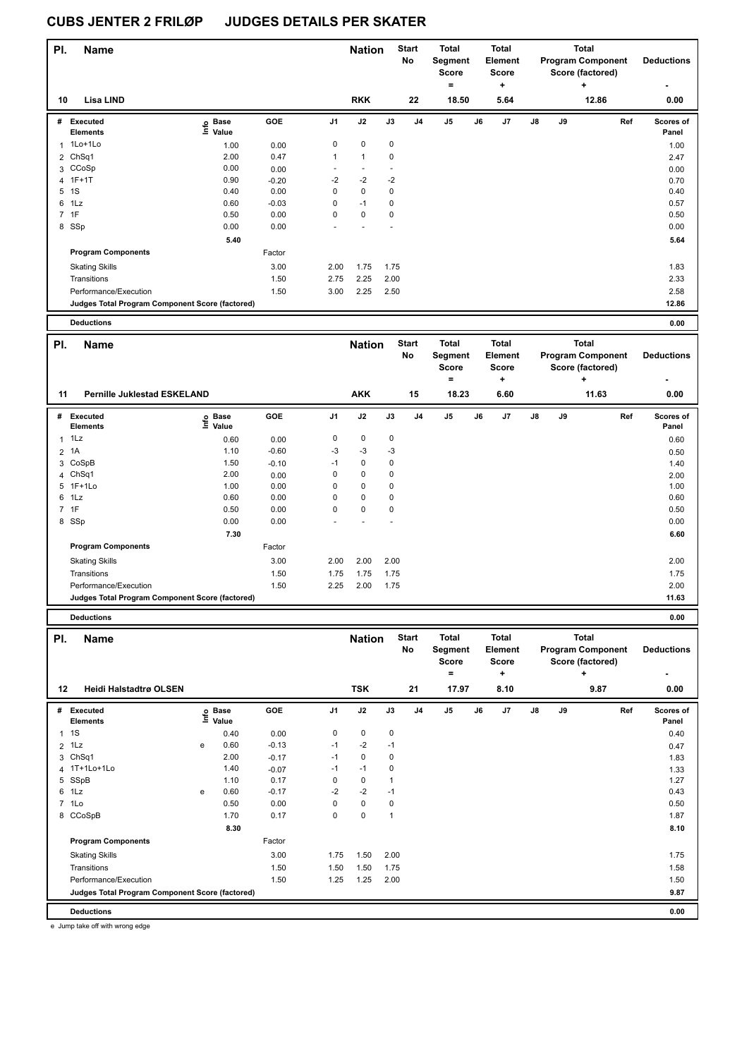# CUBS JENTER 2 FRILØP JUDGES DETAILS PER SKATER

| Pl. | Name | Nation | Start No | Total Segment Score = | Total Element Score + | Total Program Component Score (factored) + | Deductions - |
|---|---|---|---|---|---|---|---|
| 10 | Lisa LIND | RKK | 22 | 18.50 | 5.64 | 12.86 | 0.00 |

| # | Executed Elements | Info | Base Value | GOE | J1 | J2 | J3 | J4 | J5 | J6 | J7 | J8 | J9 | Ref | Scores of Panel |
|---|---|---|---|---|---|---|---|---|---|---|---|---|---|---|---|
| 1 | 1Lo+1Lo | | 1.00 | 0.00 | 0 | 0 | 0 | | | | | | | | 1.00 |
| 2 | ChSq1 | | 2.00 | 0.47 | 1 | 1 | 0 | | | | | | | | 2.47 |
| 3 | CCoSp | | 0.00 | 0.00 | - | - | - | | | | | | | | 0.00 |
| 4 | 1F+1T | | 0.90 | -0.20 | -2 | -2 | -2 | | | | | | | | 0.70 |
| 5 | 1S | | 0.40 | 0.00 | 0 | 0 | 0 | | | | | | | | 0.40 |
| 6 | 1Lz | | 0.60 | -0.03 | 0 | -1 | 0 | | | | | | | | 0.57 |
| 7 | 1F | | 0.50 | 0.00 | 0 | 0 | 0 | | | | | | | | 0.50 |
| 8 | SSp | | 0.00 | 0.00 | - | - | - | | | | | | | | 0.00 |
| | | | 5.40 | | | | | | | | | | | | 5.64 |
| | Program Components | | | Factor | | | | | | | | | | | |
| | Skating Skills | | | 3.00 | 2.00 | 1.75 | 1.75 | | | | | | | | 1.83 |
| | Transitions | | | 1.50 | 2.75 | 2.25 | 2.00 | | | | | | | | 2.33 |
| | Performance/Execution | | | 1.50 | 3.00 | 2.25 | 2.50 | | | | | | | | 2.58 |
| | Judges Total Program Component Score (factored) | | | | | | | | | | | | | | 12.86 |
| | Deductions | | | | | | | | | | | | | | 0.00 |

| Pl. | Name | Nation | Start No | Total Segment Score = | Total Element Score + | Total Program Component Score (factored) + | Deductions - |
|---|---|---|---|---|---|---|---|
| 11 | Pernille Juklestad ESKELAND | AKK | 15 | 18.23 | 6.60 | 11.63 | 0.00 |

| # | Executed Elements | Info | Base Value | GOE | J1 | J2 | J3 | J4 | J5 | J6 | J7 | J8 | J9 | Ref | Scores of Panel |
|---|---|---|---|---|---|---|---|---|---|---|---|---|---|---|---|
| 1 | 1Lz | | 0.60 | 0.00 | 0 | 0 | 0 | | | | | | | | 0.60 |
| 2 | 1A | | 1.10 | -0.60 | -3 | -3 | -3 | | | | | | | | 0.50 |
| 3 | CoSpB | | 1.50 | -0.10 | -1 | 0 | 0 | | | | | | | | 1.40 |
| 4 | ChSq1 | | 2.00 | 0.00 | 0 | 0 | 0 | | | | | | | | 2.00 |
| 5 | 1F+1Lo | | 1.00 | 0.00 | 0 | 0 | 0 | | | | | | | | 1.00 |
| 6 | 1Lz | | 0.60 | 0.00 | 0 | 0 | 0 | | | | | | | | 0.60 |
| 7 | 1F | | 0.50 | 0.00 | 0 | 0 | 0 | | | | | | | | 0.50 |
| 8 | SSp | | 0.00 | 0.00 | - | - | - | | | | | | | | 0.00 |
| | | | 7.30 | | | | | | | | | | | | 6.60 |
| | Program Components | | | Factor | | | | | | | | | | | |
| | Skating Skills | | | 3.00 | 2.00 | 2.00 | 2.00 | | | | | | | | 2.00 |
| | Transitions | | | 1.50 | 1.75 | 1.75 | 1.75 | | | | | | | | 1.75 |
| | Performance/Execution | | | 1.50 | 2.25 | 2.00 | 1.75 | | | | | | | | 2.00 |
| | Judges Total Program Component Score (factored) | | | | | | | | | | | | | | 11.63 |
| | Deductions | | | | | | | | | | | | | | 0.00 |

| Pl. | Name | Nation | Start No | Total Segment Score = | Total Element Score + | Total Program Component Score (factored) + | Deductions - |
|---|---|---|---|---|---|---|---|
| 12 | Heidi Halstadtrø OLSEN | TSK | 21 | 17.97 | 8.10 | 9.87 | 0.00 |

| # | Executed Elements | Info | Base Value | GOE | J1 | J2 | J3 | J4 | J5 | J6 | J7 | J8 | J9 | Ref | Scores of Panel |
|---|---|---|---|---|---|---|---|---|---|---|---|---|---|---|---|
| 1 | 1S | | 0.40 | 0.00 | 0 | 0 | 0 | | | | | | | | 0.40 |
| 2 | 1Lz | e | 0.60 | -0.13 | -1 | -2 | -1 | | | | | | | | 0.47 |
| 3 | ChSq1 | | 2.00 | -0.17 | -1 | 0 | 0 | | | | | | | | 1.83 |
| 4 | 1T+1Lo+1Lo | | 1.40 | -0.07 | -1 | -1 | 0 | | | | | | | | 1.33 |
| 5 | SSpB | | 1.10 | 0.17 | 0 | 0 | 1 | | | | | | | | 1.27 |
| 6 | 1Lz | e | 0.60 | -0.17 | -2 | -2 | -1 | | | | | | | | 0.43 |
| 7 | 1Lo | | 0.50 | 0.00 | 0 | 0 | 0 | | | | | | | | 0.50 |
| 8 | CCoSpB | | 1.70 | 0.17 | 0 | 0 | 1 | | | | | | | | 1.87 |
| | | | 8.30 | | | | | | | | | | | | 8.10 |
| | Program Components | | | Factor | | | | | | | | | | | |
| | Skating Skills | | | 3.00 | 1.75 | 1.50 | 2.00 | | | | | | | | 1.75 |
| | Transitions | | | 1.50 | 1.50 | 1.50 | 1.75 | | | | | | | | 1.58 |
| | Performance/Execution | | | 1.50 | 1.25 | 1.25 | 2.00 | | | | | | | | 1.50 |
| | Judges Total Program Component Score (factored) | | | | | | | | | | | | | | 9.87 |
| | Deductions | | | | | | | | | | | | | | 0.00 |

e Jump take off with wrong edge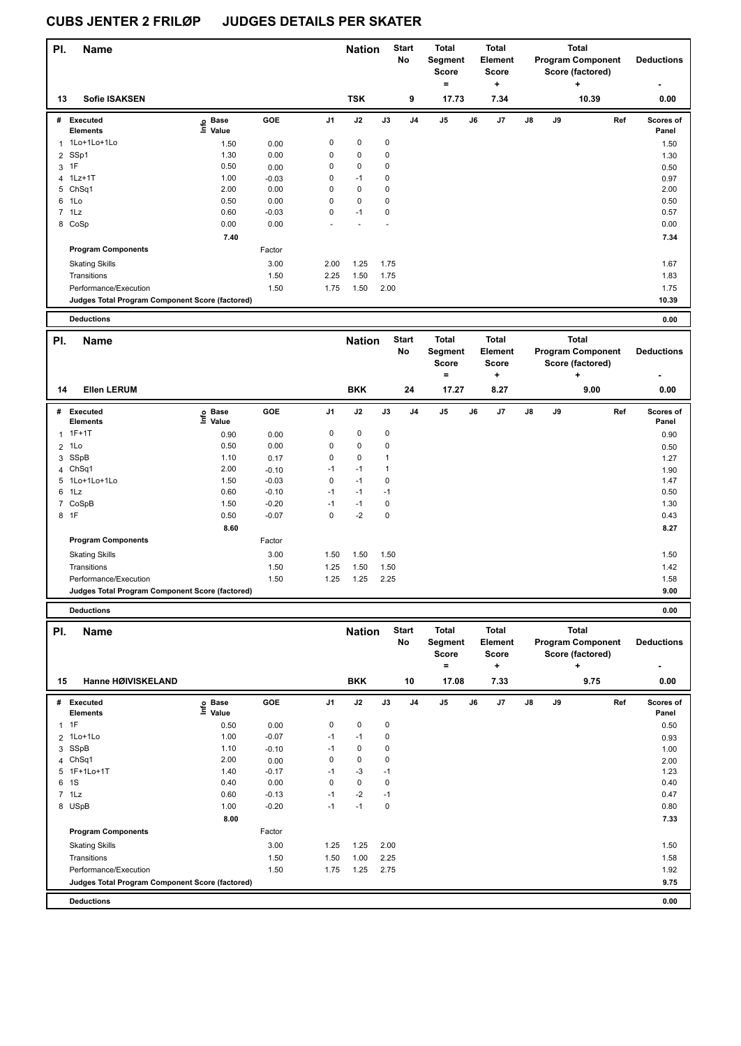# CUBS JENTER 2 FRILØP JUDGES DETAILS PER SKATER

| Pl. | Name | Nation | Start No | Total Segment Score = | Total Element Score + | Total Program Component Score (factored) + | Deductions - |
|---|---|---|---|---|---|---|---|
| 13 | Sofie ISAKSEN | TSK | 9 | 17.73 | 7.34 | 10.39 | 0.00 |

| # | Executed Elements | Info | Base Value | GOE | J1 | J2 | J3 | J4 | J5 | J6 | J7 | J8 | J9 | Ref | Scores of Panel |
|---|---|---|---|---|---|---|---|---|---|---|---|---|---|---|---|
| 1 | 1Lo+1Lo+1Lo | | 1.50 | 0.00 | 0 | 0 | 0 | | | | | | | | 1.50 |
| 2 | SSp1 | | 1.30 | 0.00 | 0 | 0 | 0 | | | | | | | | 1.30 |
| 3 | 1F | | 0.50 | 0.00 | 0 | 0 | 0 | | | | | | | | 0.50 |
| 4 | 1Lz+1T | | 1.00 | -0.03 | 0 | -1 | 0 | | | | | | | | 0.97 |
| 5 | ChSq1 | | 2.00 | 0.00 | 0 | 0 | 0 | | | | | | | | 2.00 |
| 6 | 1Lo | | 0.50 | 0.00 | 0 | 0 | 0 | | | | | | | | 0.50 |
| 7 | 1Lz | | 0.60 | -0.03 | 0 | -1 | 0 | | | | | | | | 0.57 |
| 8 | CoSp | | 0.00 | 0.00 | - | - | - | | | | | | | | 0.00 |
| | | | 7.40 | | | | | | | | | | | | 7.34 |
| | **Program Components** | | | Factor | | | | | | | | | | | |
| | Skating Skills | | | 3.00 | 2.00 | 1.25 | 1.75 | | | | | | | | 1.67 |
| | Transitions | | | 1.50 | 2.25 | 1.50 | 1.75 | | | | | | | | 1.83 |
| | Performance/Execution | | | 1.50 | 1.75 | 1.50 | 2.00 | | | | | | | | 1.75 |
| | **Judges Total Program Component Score (factored)** | | | | | | | | | | | | | | 10.39 |
| | **Deductions** | | | | | | | | | | | | | | 0.00 |

| Pl. | Name | Nation | Start No | Total Segment Score = | Total Element Score + | Total Program Component Score (factored) + | Deductions - |
|---|---|---|---|---|---|---|---|
| 14 | Ellen LERUM | BKK | 24 | 17.27 | 8.27 | 9.00 | 0.00 |

| # | Executed Elements | Info | Base Value | GOE | J1 | J2 | J3 | J4 | J5 | J6 | J7 | J8 | J9 | Ref | Scores of Panel |
|---|---|---|---|---|---|---|---|---|---|---|---|---|---|---|---|
| 1 | 1F+1T | | 0.90 | 0.00 | 0 | 0 | 0 | | | | | | | | 0.90 |
| 2 | 1Lo | | 0.50 | 0.00 | 0 | 0 | 0 | | | | | | | | 0.50 |
| 3 | SSpB | | 1.10 | 0.17 | 0 | 0 | 1 | | | | | | | | 1.27 |
| 4 | ChSq1 | | 2.00 | -0.10 | -1 | -1 | 1 | | | | | | | | 1.90 |
| 5 | 1Lo+1Lo+1Lo | | 1.50 | -0.03 | 0 | -1 | 0 | | | | | | | | 1.47 |
| 6 | 1Lz | | 0.60 | -0.10 | -1 | -1 | -1 | | | | | | | | 0.50 |
| 7 | CoSpB | | 1.50 | -0.20 | -1 | -1 | 0 | | | | | | | | 1.30 |
| 8 | 1F | | 0.50 | -0.07 | 0 | -2 | 0 | | | | | | | | 0.43 |
| | | | 8.60 | | | | | | | | | | | | 8.27 |
| | **Program Components** | | | Factor | | | | | | | | | | | |
| | Skating Skills | | | 3.00 | 1.50 | 1.50 | 1.50 | | | | | | | | 1.50 |
| | Transitions | | | 1.50 | 1.25 | 1.50 | 1.50 | | | | | | | | 1.42 |
| | Performance/Execution | | | 1.50 | 1.25 | 1.25 | 2.25 | | | | | | | | 1.58 |
| | **Judges Total Program Component Score (factored)** | | | | | | | | | | | | | | 9.00 |
| | **Deductions** | | | | | | | | | | | | | | 0.00 |

| Pl. | Name | Nation | Start No | Total Segment Score = | Total Element Score + | Total Program Component Score (factored) + | Deductions - |
|---|---|---|---|---|---|---|---|
| 15 | Hanne HØIVISKELAND | BKK | 10 | 17.08 | 7.33 | 9.75 | 0.00 |

| # | Executed Elements | Info | Base Value | GOE | J1 | J2 | J3 | J4 | J5 | J6 | J7 | J8 | J9 | Ref | Scores of Panel |
|---|---|---|---|---|---|---|---|---|---|---|---|---|---|---|---|
| 1 | 1F | | 0.50 | 0.00 | 0 | 0 | 0 | | | | | | | | 0.50 |
| 2 | 1Lo+1Lo | | 1.00 | -0.07 | -1 | -1 | 0 | | | | | | | | 0.93 |
| 3 | SSpB | | 1.10 | -0.10 | -1 | 0 | 0 | | | | | | | | 1.00 |
| 4 | ChSq1 | | 2.00 | 0.00 | 0 | 0 | 0 | | | | | | | | 2.00 |
| 5 | 1F+1Lo+1T | | 1.40 | -0.17 | -1 | -3 | -1 | | | | | | | | 1.23 |
| 6 | 1S | | 0.40 | 0.00 | 0 | 0 | 0 | | | | | | | | 0.40 |
| 7 | 1Lz | | 0.60 | -0.13 | -1 | -2 | -1 | | | | | | | | 0.47 |
| 8 | USpB | | 1.00 | -0.20 | -1 | -1 | 0 | | | | | | | | 0.80 |
| | | | 8.00 | | | | | | | | | | | | 7.33 |
| | **Program Components** | | | Factor | | | | | | | | | | | |
| | Skating Skills | | | 3.00 | 1.25 | 1.25 | 2.00 | | | | | | | | 1.50 |
| | Transitions | | | 1.50 | 1.50 | 1.00 | 2.25 | | | | | | | | 1.58 |
| | Performance/Execution | | | 1.50 | 1.75 | 1.25 | 2.75 | | | | | | | | 1.92 |
| | **Judges Total Program Component Score (factored)** | | | | | | | | | | | | | | 9.75 |
| | **Deductions** | | | | | | | | | | | | | | 0.00 |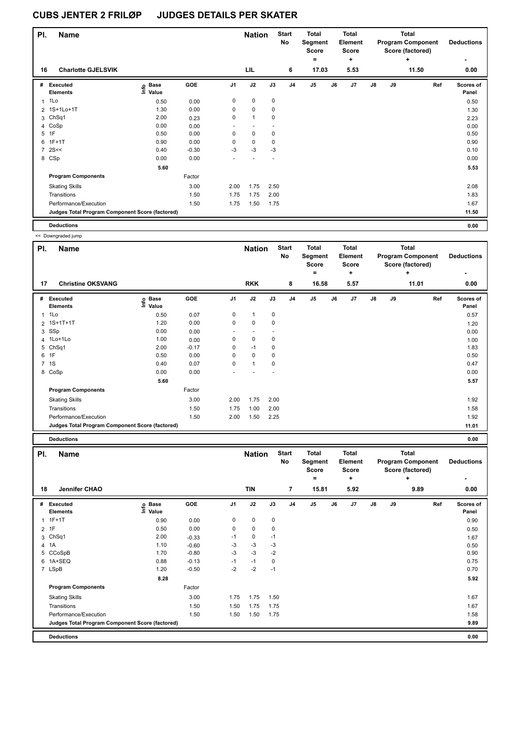# CUBS JENTER 2 FRILØP JUDGES DETAILS PER SKATER

| Pl. | Name | Nation | Start No | Total Segment Score = | Total Element Score + | Total Program Component Score (factored) + | Deductions - |
|---|---|---|---|---|---|---|---|
| 16 | Charlotte GJELSVIK | LIL | 6 | 17.03 | 5.53 | 11.50 | 0.00 |

| # | Executed Elements | Info | Base Value | GOE | J1 | J2 | J3 | J4 | J5 | J6 | J7 | J8 | J9 | Ref | Scores of Panel |
|---|---|---|---|---|---|---|---|---|---|---|---|---|---|---|---|
| 1 | 1Lo | | 0.50 | 0.00 | 0 | 0 | 0 | | | | | | | | 0.50 |
| 2 | 1S+1Lo+1T | | 1.30 | 0.00 | 0 | 0 | 0 | | | | | | | | 1.30 |
| 3 | ChSq1 | | 2.00 | 0.23 | 0 | 1 | 0 | | | | | | | | 2.23 |
| 4 | CoSp | | 0.00 | 0.00 | - | - | - | | | | | | | | 0.00 |
| 5 | 1F | | 0.50 | 0.00 | 0 | 0 | 0 | | | | | | | | 0.50 |
| 6 | 1F+1T | | 0.90 | 0.00 | 0 | 0 | 0 | | | | | | | | 0.90 |
| 7 | 2S<< | | 0.40 | -0.30 | -3 | -3 | -3 | | | | | | | | 0.10 |
| 8 | CSp | | 0.00 | 0.00 | - | - | - | | | | | | | | 0.00 |
| | | | 5.60 | | | | | | | | | | | | 5.53 |
| | **Program Components** | | | Factor | | | | | | | | | | | |
| | Skating Skills | | | 3.00 | 2.00 | 1.75 | 2.50 | | | | | | | | 2.08 |
| | Transitions | | | 1.50 | 1.75 | 1.75 | 2.00 | | | | | | | | 1.83 |
| | Performance/Execution | | | 1.50 | 1.75 | 1.50 | 1.75 | | | | | | | | 1.67 |
| | **Judges Total Program Component Score (factored)** | | | | | | | | | | | | | | 11.50 |
| | **Deductions** | | | | | | | | | | | | | | 0.00 |

<< Downgraded jump

| Pl. | Name | Nation | Start No | Total Segment Score = | Total Element Score + | Total Program Component Score (factored) + | Deductions - |
|---|---|---|---|---|---|---|---|
| 17 | Christine OKSVANG | RKK | 8 | 16.58 | 5.57 | 11.01 | 0.00 |

| # | Executed Elements | Info | Base Value | GOE | J1 | J2 | J3 | J4 | J5 | J6 | J7 | J8 | J9 | Ref | Scores of Panel |
|---|---|---|---|---|---|---|---|---|---|---|---|---|---|---|---|
| 1 | 1Lo | | 0.50 | 0.07 | 0 | 1 | 0 | | | | | | | | 0.57 |
| 2 | 1S+1T+1T | | 1.20 | 0.00 | 0 | 0 | 0 | | | | | | | | 1.20 |
| 3 | SSp | | 0.00 | 0.00 | - | - | - | | | | | | | | 0.00 |
| 4 | 1Lo+1Lo | | 1.00 | 0.00 | 0 | 0 | 0 | | | | | | | | 1.00 |
| 5 | ChSq1 | | 2.00 | -0.17 | 0 | -1 | 0 | | | | | | | | 1.83 |
| 6 | 1F | | 0.50 | 0.00 | 0 | 0 | 0 | | | | | | | | 0.50 |
| 7 | 1S | | 0.40 | 0.07 | 0 | 1 | 0 | | | | | | | | 0.47 |
| 8 | CoSp | | 0.00 | 0.00 | - | - | - | | | | | | | | 0.00 |
| | | | 5.60 | | | | | | | | | | | | 5.57 |
| | **Program Components** | | | Factor | | | | | | | | | | | |
| | Skating Skills | | | 3.00 | 2.00 | 1.75 | 2.00 | | | | | | | | 1.92 |
| | Transitions | | | 1.50 | 1.75 | 1.00 | 2.00 | | | | | | | | 1.58 |
| | Performance/Execution | | | 1.50 | 2.00 | 1.50 | 2.25 | | | | | | | | 1.92 |
| | **Judges Total Program Component Score (factored)** | | | | | | | | | | | | | | 11.01 |
| | **Deductions** | | | | | | | | | | | | | | 0.00 |

| Pl. | Name | Nation | Start No | Total Segment Score = | Total Element Score + | Total Program Component Score (factored) + | Deductions - |
|---|---|---|---|---|---|---|---|
| 18 | Jennifer CHAO | TIN | 7 | 15.81 | 5.92 | 9.89 | 0.00 |

| # | Executed Elements | Info | Base Value | GOE | J1 | J2 | J3 | J4 | J5 | J6 | J7 | J8 | J9 | Ref | Scores of Panel |
|---|---|---|---|---|---|---|---|---|---|---|---|---|---|---|---|
| 1 | 1F+1T | | 0.90 | 0.00 | 0 | 0 | 0 | | | | | | | | 0.90 |
| 2 | 1F | | 0.50 | 0.00 | 0 | 0 | 0 | | | | | | | | 0.50 |
| 3 | ChSq1 | | 2.00 | -0.33 | -1 | 0 | -1 | | | | | | | | 1.67 |
| 4 | 1A | | 1.10 | -0.60 | -3 | -3 | -3 | | | | | | | | 0.50 |
| 5 | CCoSpB | | 1.70 | -0.80 | -3 | -3 | -2 | | | | | | | | 0.90 |
| 6 | 1A+SEQ | | 0.88 | -0.13 | -1 | -1 | 0 | | | | | | | | 0.75 |
| 7 | LSpB | | 1.20 | -0.50 | -2 | -2 | -1 | | | | | | | | 0.70 |
| | | | 8.28 | | | | | | | | | | | | 5.92 |
| | **Program Components** | | | Factor | | | | | | | | | | | |
| | Skating Skills | | | 3.00 | 1.75 | 1.75 | 1.50 | | | | | | | | 1.67 |
| | Transitions | | | 1.50 | 1.50 | 1.75 | 1.75 | | | | | | | | 1.67 |
| | Performance/Execution | | | 1.50 | 1.50 | 1.50 | 1.75 | | | | | | | | 1.58 |
| | **Judges Total Program Component Score (factored)** | | | | | | | | | | | | | | 9.89 |
| | **Deductions** | | | | | | | | | | | | | | 0.00 |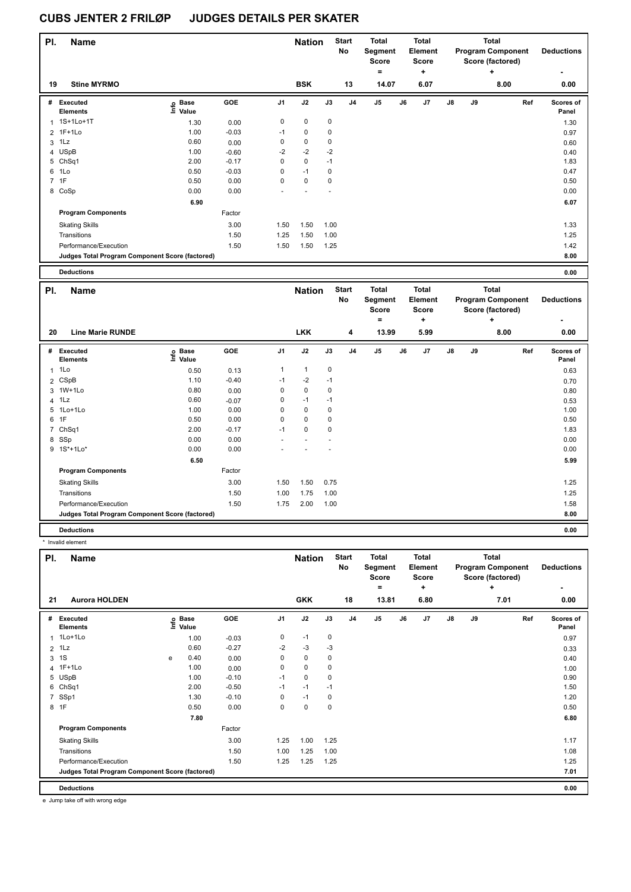# CUBS JENTER 2 FRILØP JUDGES DETAILS PER SKATER

| Pl. | Name | Nation | Start No | Total Segment Score = | Total Element Score + | Total Program Component Score (factored) + | Deductions - |
|---|---|---|---|---|---|---|---|
| 19 | Stine MYRMO | BSK | 13 | 14.07 | 6.07 | 8.00 | 0.00 |

| # | Executed Elements | Info | Base Value | GOE | J1 | J2 | J3 | J4 | J5 | J6 | J7 | J8 | J9 | Ref | Scores of Panel |
|---|---|---|---|---|---|---|---|---|---|---|---|---|---|---|---|
| 1 | 1S+1Lo+1T | | 1.30 | 0.00 | 0 | 0 | 0 | | | | | | | | 1.30 |
| 2 | 1F+1Lo | | 1.00 | -0.03 | -1 | 0 | 0 | | | | | | | | 0.97 |
| 3 | 1Lz | | 0.60 | 0.00 | 0 | 0 | 0 | | | | | | | | 0.60 |
| 4 | USpB | | 1.00 | -0.60 | -2 | -2 | -2 | | | | | | | | 0.40 |
| 5 | ChSq1 | | 2.00 | -0.17 | 0 | 0 | -1 | | | | | | | | 1.83 |
| 6 | 1Lo | | 0.50 | -0.03 | 0 | -1 | 0 | | | | | | | | 0.47 |
| 7 | 1F | | 0.50 | 0.00 | 0 | 0 | 0 | | | | | | | | 0.50 |
| 8 | CoSp | | 0.00 | 0.00 | - | - | - | | | | | | | | 0.00 |
| | | | 6.90 | | | | | | | | | | | | 6.07 |
| | **Program Components** | | | Factor | | | | | | | | | | | |
| | Skating Skills | | | 3.00 | 1.50 | 1.50 | 1.00 | | | | | | | | 1.33 |
| | Transitions | | | 1.50 | 1.25 | 1.50 | 1.00 | | | | | | | | 1.25 |
| | Performance/Execution | | | 1.50 | 1.50 | 1.50 | 1.25 | | | | | | | | 1.42 |
| | **Judges Total Program Component Score (factored)** | | | | | | | | | | | | | | 8.00 |
| | **Deductions** | | | | | | | | | | | | | | 0.00 |

| Pl. | Name | Nation | Start No | Total Segment Score = | Total Element Score + | Total Program Component Score (factored) + | Deductions - |
|---|---|---|---|---|---|---|---|
| 20 | Line Marie RUNDE | LKK | 4 | 13.99 | 5.99 | 8.00 | 0.00 |

| # | Executed Elements | Info | Base Value | GOE | J1 | J2 | J3 | J4 | J5 | J6 | J7 | J8 | J9 | Ref | Scores of Panel |
|---|---|---|---|---|---|---|---|---|---|---|---|---|---|---|---|
| 1 | 1Lo | | 0.50 | 0.13 | 1 | 1 | 0 | | | | | | | | 0.63 |
| 2 | CSpB | | 1.10 | -0.40 | -1 | -2 | -1 | | | | | | | | 0.70 |
| 3 | 1W+1Lo | | 0.80 | 0.00 | 0 | 0 | 0 | | | | | | | | 0.80 |
| 4 | 1Lz | | 0.60 | -0.07 | 0 | -1 | -1 | | | | | | | | 0.53 |
| 5 | 1Lo+1Lo | | 1.00 | 0.00 | 0 | 0 | 0 | | | | | | | | 1.00 |
| 6 | 1F | | 0.50 | 0.00 | 0 | 0 | 0 | | | | | | | | 0.50 |
| 7 | ChSq1 | | 2.00 | -0.17 | -1 | 0 | 0 | | | | | | | | 1.83 |
| 8 | SSp | | 0.00 | 0.00 | - | - | - | | | | | | | | 0.00 |
| 9 | 1S*+1Lo* | | 0.00 | 0.00 | - | - | - | | | | | | | | 0.00 |
| | | | 6.50 | | | | | | | | | | | | 5.99 |
| | **Program Components** | | | Factor | | | | | | | | | | | |
| | Skating Skills | | | 3.00 | 1.50 | 1.50 | 0.75 | | | | | | | | 1.25 |
| | Transitions | | | 1.50 | 1.00 | 1.75 | 1.00 | | | | | | | | 1.25 |
| | Performance/Execution | | | 1.50 | 1.75 | 2.00 | 1.00 | | | | | | | | 1.58 |
| | **Judges Total Program Component Score (factored)** | | | | | | | | | | | | | | 8.00 |
| | **Deductions** | | | | | | | | | | | | | | 0.00 |

\* Invalid element

| Pl. | Name | Nation | Start No | Total Segment Score = | Total Element Score + | Total Program Component Score (factored) + | Deductions - |
|---|---|---|---|---|---|---|---|
| 21 | Aurora HOLDEN | GKK | 18 | 13.81 | 6.80 | 7.01 | 0.00 |

| # | Executed Elements | Info | Base Value | GOE | J1 | J2 | J3 | J4 | J5 | J6 | J7 | J8 | J9 | Ref | Scores of Panel |
|---|---|---|---|---|---|---|---|---|---|---|---|---|---|---|---|
| 1 | 1Lo+1Lo | | 1.00 | -0.03 | 0 | -1 | 0 | | | | | | | | 0.97 |
| 2 | 1Lz | | 0.60 | -0.27 | -2 | -3 | -3 | | | | | | | | 0.33 |
| 3 | 1S | e | 0.40 | 0.00 | 0 | 0 | 0 | | | | | | | | 0.40 |
| 4 | 1F+1Lo | | 1.00 | 0.00 | 0 | 0 | 0 | | | | | | | | 1.00 |
| 5 | USpB | | 1.00 | -0.10 | -1 | 0 | 0 | | | | | | | | 0.90 |
| 6 | ChSq1 | | 2.00 | -0.50 | -1 | -1 | -1 | | | | | | | | 1.50 |
| 7 | SSp1 | | 1.30 | -0.10 | 0 | -1 | 0 | | | | | | | | 1.20 |
| 8 | 1F | | 0.50 | 0.00 | 0 | 0 | 0 | | | | | | | | 0.50 |
| | | | 7.80 | | | | | | | | | | | | 6.80 |
| | **Program Components** | | | Factor | | | | | | | | | | | |
| | Skating Skills | | | 3.00 | 1.25 | 1.00 | 1.25 | | | | | | | | 1.17 |
| | Transitions | | | 1.50 | 1.00 | 1.25 | 1.00 | | | | | | | | 1.08 |
| | Performance/Execution | | | 1.50 | 1.25 | 1.25 | 1.25 | | | | | | | | 1.25 |
| | **Judges Total Program Component Score (factored)** | | | | | | | | | | | | | | 7.01 |
| | **Deductions** | | | | | | | | | | | | | | 0.00 |

e Jump take off with wrong edge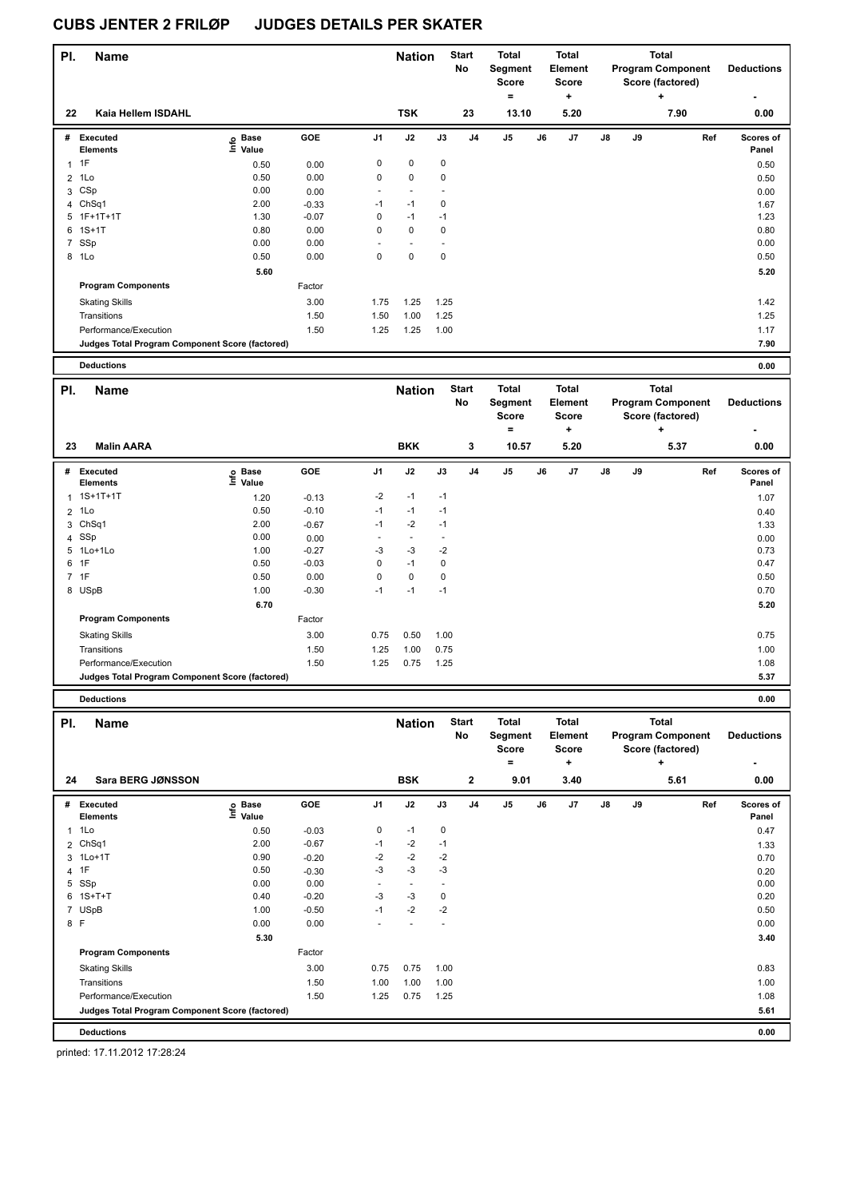# CUBS JENTER 2 FRILØP JUDGES DETAILS PER SKATER

| Pl. | Name | Nation | Start No | Total Segment Score = | Total Element Score + | Total Program Component Score (factored) + | Deductions - |
|---|---|---|---|---|---|---|---|
| 22 | Kaia Hellem ISDAHL | TSK | 23 | 13.10 | 5.20 | 7.90 | 0.00 |

| # | Executed Elements | Info | Base Value | GOE | J1 | J2 | J3 | J4 | J5 | J6 | J7 | J8 | J9 | Ref | Scores of Panel |
|---|---|---|---|---|---|---|---|---|---|---|---|---|---|---|---|
| 1 | 1F | | 0.50 | 0.00 | 0 | 0 | 0 | | | | | | | | 0.50 |
| 2 | 1Lo | | 0.50 | 0.00 | 0 | 0 | 0 | | | | | | | | 0.50 |
| 3 | CSp | | 0.00 | 0.00 | - | - | - | | | | | | | | 0.00 |
| 4 | ChSq1 | | 2.00 | -0.33 | -1 | -1 | 0 | | | | | | | | 1.67 |
| 5 | 1F+1T+1T | | 1.30 | -0.07 | 0 | -1 | -1 | | | | | | | | 1.23 |
| 6 | 1S+1T | | 0.80 | 0.00 | 0 | 0 | 0 | | | | | | | | 0.80 |
| 7 | SSp | | 0.00 | 0.00 | - | - | - | | | | | | | | 0.00 |
| 8 | 1Lo | | 0.50 | 0.00 | 0 | 0 | 0 | | | | | | | | 0.50 |
| | | | 5.60 | | | | | | | | | | | | 5.20 |
| | **Program Components** | | | Factor | | | | | | | | | | | |
| | Skating Skills | | | 3.00 | 1.75 | 1.25 | 1.25 | | | | | | | | 1.42 |
| | Transitions | | | 1.50 | 1.50 | 1.00 | 1.25 | | | | | | | | 1.25 |
| | Performance/Execution | | | 1.50 | 1.25 | 1.25 | 1.00 | | | | | | | | 1.17 |
| | **Judges Total Program Component Score (factored)** | | | | | | | | | | | | | | 7.90 |
| | **Deductions** | | | | | | | | | | | | | | 0.00 |

| Pl. | Name | Nation | Start No | Total Segment Score = | Total Element Score + | Total Program Component Score (factored) + | Deductions - |
|---|---|---|---|---|---|---|---|
| 23 | Malin AARA | BKK | 3 | 10.57 | 5.20 | 5.37 | 0.00 |

| # | Executed Elements | Info | Base Value | GOE | J1 | J2 | J3 | J4 | J5 | J6 | J7 | J8 | J9 | Ref | Scores of Panel |
|---|---|---|---|---|---|---|---|---|---|---|---|---|---|---|---|
| 1 | 1S+1T+1T | | 1.20 | -0.13 | -2 | -1 | -1 | | | | | | | | 1.07 |
| 2 | 1Lo | | 0.50 | -0.10 | -1 | -1 | -1 | | | | | | | | 0.40 |
| 3 | ChSq1 | | 2.00 | -0.67 | -1 | -2 | -1 | | | | | | | | 1.33 |
| 4 | SSp | | 0.00 | 0.00 | - | - | - | | | | | | | | 0.00 |
| 5 | 1Lo+1Lo | | 1.00 | -0.27 | -3 | -3 | -2 | | | | | | | | 0.73 |
| 6 | 1F | | 0.50 | -0.03 | 0 | -1 | 0 | | | | | | | | 0.47 |
| 7 | 1F | | 0.50 | 0.00 | 0 | 0 | 0 | | | | | | | | 0.50 |
| 8 | USpB | | 1.00 | -0.30 | -1 | -1 | -1 | | | | | | | | 0.70 |
| | | | 6.70 | | | | | | | | | | | | 5.20 |
| | **Program Components** | | | Factor | | | | | | | | | | | |
| | Skating Skills | | | 3.00 | 0.75 | 0.50 | 1.00 | | | | | | | | 0.75 |
| | Transitions | | | 1.50 | 1.25 | 1.00 | 0.75 | | | | | | | | 1.00 |
| | Performance/Execution | | | 1.50 | 1.25 | 0.75 | 1.25 | | | | | | | | 1.08 |
| | **Judges Total Program Component Score (factored)** | | | | | | | | | | | | | | 5.37 |
| | **Deductions** | | | | | | | | | | | | | | 0.00 |

| Pl. | Name | Nation | Start No | Total Segment Score = | Total Element Score + | Total Program Component Score (factored) + | Deductions - |
|---|---|---|---|---|---|---|---|
| 24 | Sara BERG JØNSSON | BSK | 2 | 9.01 | 3.40 | 5.61 | 0.00 |

| # | Executed Elements | Info | Base Value | GOE | J1 | J2 | J3 | J4 | J5 | J6 | J7 | J8 | J9 | Ref | Scores of Panel |
|---|---|---|---|---|---|---|---|---|---|---|---|---|---|---|---|
| 1 | 1Lo | | 0.50 | -0.03 | 0 | -1 | 0 | | | | | | | | 0.47 |
| 2 | ChSq1 | | 2.00 | -0.67 | -1 | -2 | -1 | | | | | | | | 1.33 |
| 3 | 1Lo+1T | | 0.90 | -0.20 | -2 | -2 | -2 | | | | | | | | 0.70 |
| 4 | 1F | | 0.50 | -0.30 | -3 | -3 | -3 | | | | | | | | 0.20 |
| 5 | SSp | | 0.00 | 0.00 | - | - | - | | | | | | | | 0.00 |
| 6 | 1S+T+T | | 0.40 | -0.20 | -3 | -3 | 0 | | | | | | | | 0.20 |
| 7 | USpB | | 1.00 | -0.50 | -1 | -2 | -2 | | | | | | | | 0.50 |
| 8 | F | | 0.00 | 0.00 | - | - | - | | | | | | | | 0.00 |
| | | | 5.30 | | | | | | | | | | | | 3.40 |
| | **Program Components** | | | Factor | | | | | | | | | | | |
| | Skating Skills | | | 3.00 | 0.75 | 0.75 | 1.00 | | | | | | | | 0.83 |
| | Transitions | | | 1.50 | 1.00 | 1.00 | 1.00 | | | | | | | | 1.00 |
| | Performance/Execution | | | 1.50 | 1.25 | 0.75 | 1.25 | | | | | | | | 1.08 |
| | **Judges Total Program Component Score (factored)** | | | | | | | | | | | | | | 5.61 |
| | **Deductions** | | | | | | | | | | | | | | 0.00 |

printed: 17.11.2012 17:28:24